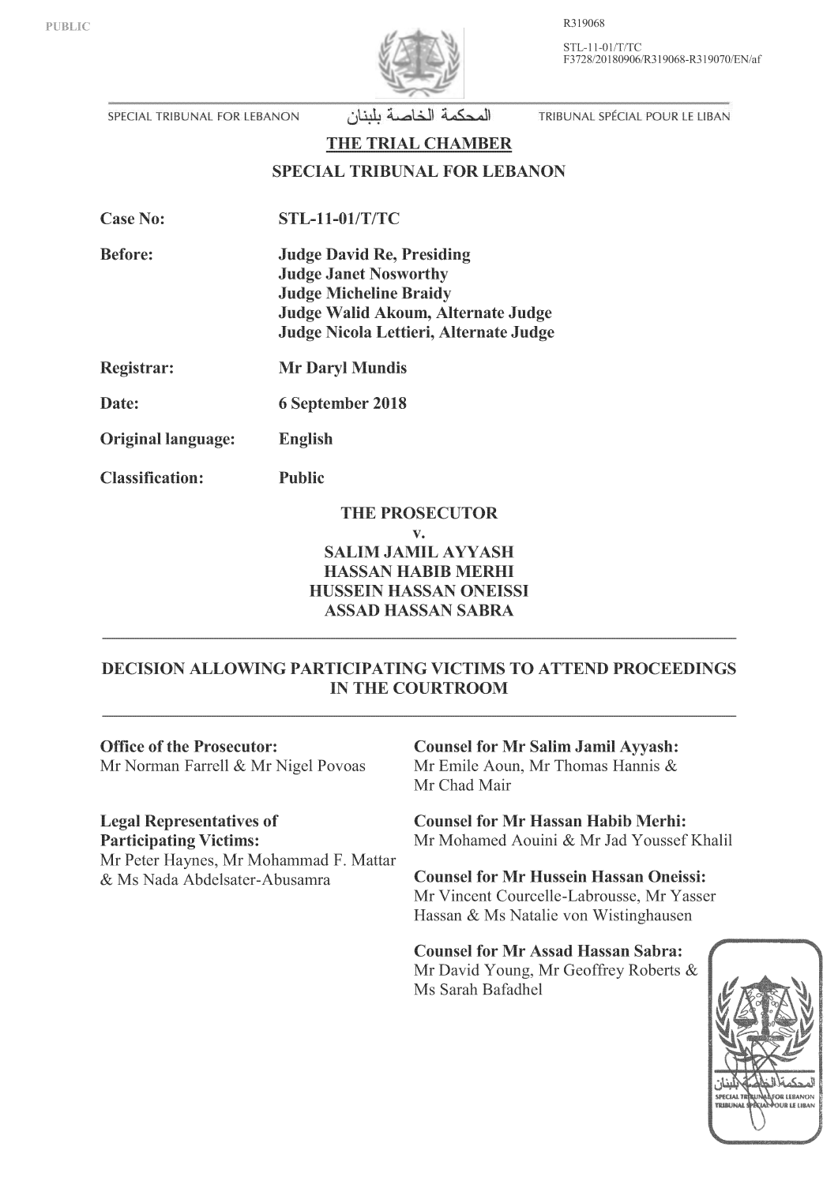PUBLIC

R319068

STL-11-01/T/TC
F3728/20180906/R319068-R319070/EN/af

SPECIAL TRIBUNAL FOR LEBANON المحكمة الخاصة بلبنان TRIBUNAL SPÉCIAL POUR LE LIBAN

**THE TRIAL CHAMBER**

**SPECIAL TRIBUNAL FOR LEBANON**

**Case No:** STL-11-01/T/TC

**Before:** Judge David Re, Presiding
Judge Janet Nosworthy
Judge Micheline Braidy
Judge Walid Akoum, Alternate Judge
Judge Nicola Lettieri, Alternate Judge

**Registrar:** Mr Daryl Mundis

**Date:** 6 September 2018

**Original language:** English

**Classification:** Public

**THE PROSECUTOR**
**v.**
**SALIM JAMIL AYYASH**
**HASSAN HABIB MERHI**
**HUSSEIN HASSAN ONEISSI**
**ASSAD HASSAN SABRA**

---

**DECISION ALLOWING PARTICIPATING VICTIMS TO ATTEND PROCEEDINGS IN THE COURTROOM**

---

**Office of the Prosecutor:**
Mr Norman Farrell & Mr Nigel Povoas

**Legal Representatives of Participating Victims:**
Mr Peter Haynes, Mr Mohammad F. Mattar & Ms Nada Abdelsater-Abusamra

**Counsel for Mr Salim Jamil Ayyash:**
Mr Emile Aoun, Mr Thomas Hannis & Mr Chad Mair

**Counsel for Mr Hassan Habib Merhi:**
Mr Mohamed Aouini & Mr Jad Youssef Khalil

**Counsel for Mr Hussein Hassan Oneissi:**
Mr Vincent Courcelle-Labrousse, Mr Yasser Hassan & Ms Natalie von Wistinghausen

**Counsel for Mr Assad Hassan Sabra:**
Mr David Young, Mr Geoffrey Roberts & Ms Sarah Bafadhel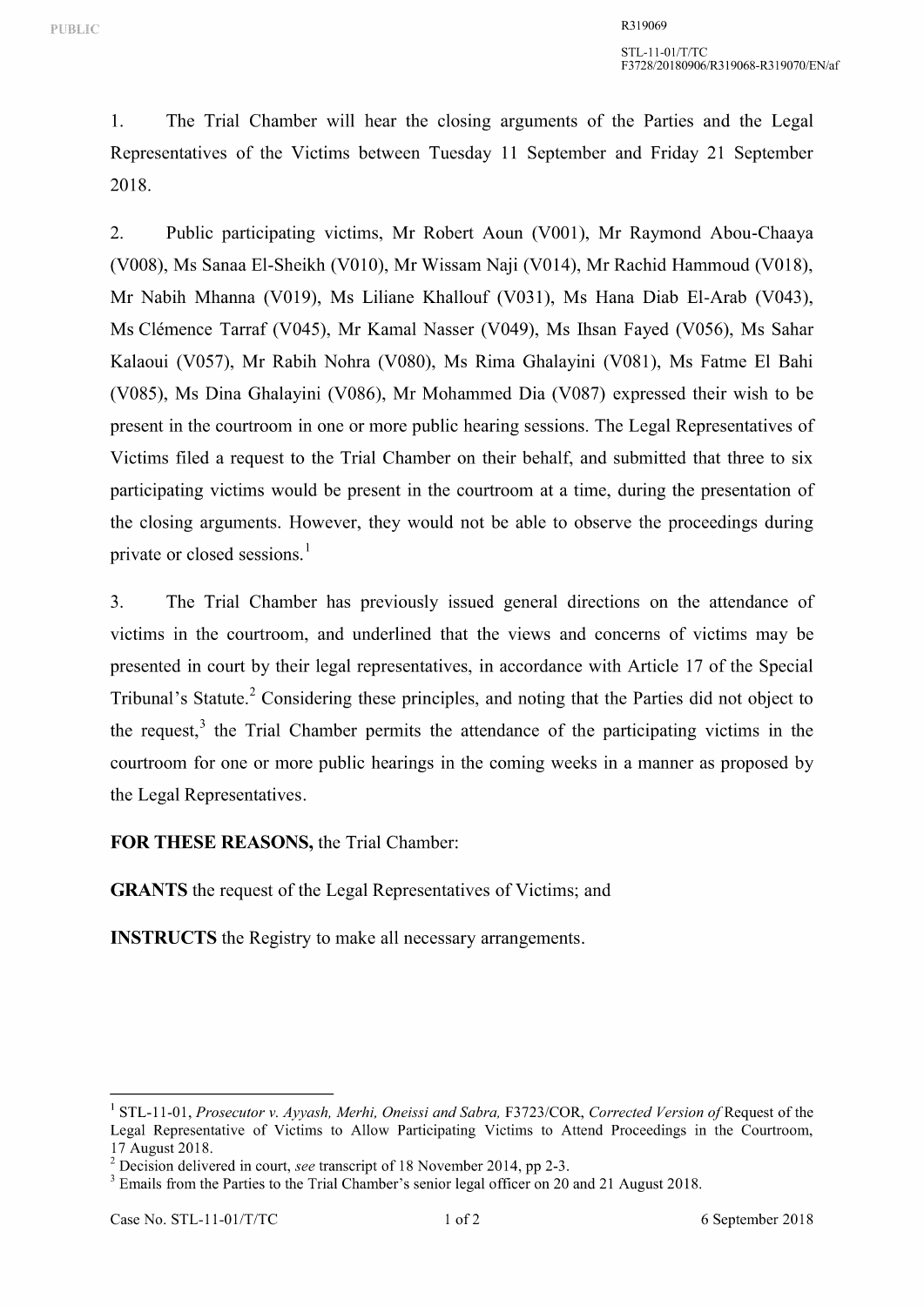1. The Trial Chamber will hear the closing arguments of the Parties and the Legal Representatives of the Victims between Tuesday 11 September and Friday 21 September 2018.

2. Public participating victims, Mr Robert Aoun (V001), Mr Raymond Abou-Chaaya (V008), Ms Sanaa El-Sheikh (V010), Mr Wissam Naji (V014), Mr Rachid Hammoud (V018), Mr Nabih Mhanna (V019), Ms Liliane Khallouf (V031), Ms Hana Diab El-Arab (V043), Ms Clémence Tarraf (V045), Mr Kamal Nasser (V049), Ms Ihsan Fayed (V056), Ms Sahar Kalaoui (V057), Mr Rabih Nohra (V080), Ms Rima Ghalayini (V081), Ms Fatme El Bahi (V085), Ms Dina Ghalayini (V086), Mr Mohammed Dia (V087) expressed their wish to be present in the courtroom in one or more public hearing sessions. The Legal Representatives of Victims filed a request to the Trial Chamber on their behalf, and submitted that three to six participating victims would be present in the courtroom at a time, during the presentation of the closing arguments. However, they would not be able to observe the proceedings during private or closed sessions.[1]

3. The Trial Chamber has previously issued general directions on the attendance of victims in the courtroom, and underlined that the views and concerns of victims may be presented in court by their legal representatives, in accordance with Article 17 of the Special Tribunal's Statute.[2] Considering these principles, and noting that the Parties did not object to the request,[3] the Trial Chamber permits the attendance of the participating victims in the courtroom for one or more public hearings in the coming weeks in a manner as proposed by the Legal Representatives.

**FOR THESE REASONS,** the Trial Chamber:

**GRANTS** the request of the Legal Representatives of Victims; and

**INSTRUCTS** the Registry to make all necessary arrangements.

---

[1] STL-11-01, *Prosecutor v. Ayyash, Merhi, Oneissi and Sabra,* F3723/COR, *Corrected Version of* Request of the Legal Representative of Victims to Allow Participating Victims to Attend Proceedings in the Courtroom, 17 August 2018.

[2] Decision delivered in court, *see* transcript of 18 November 2014, pp 2-3.

[3] Emails from the Parties to the Trial Chamber's senior legal officer on 20 and 21 August 2018.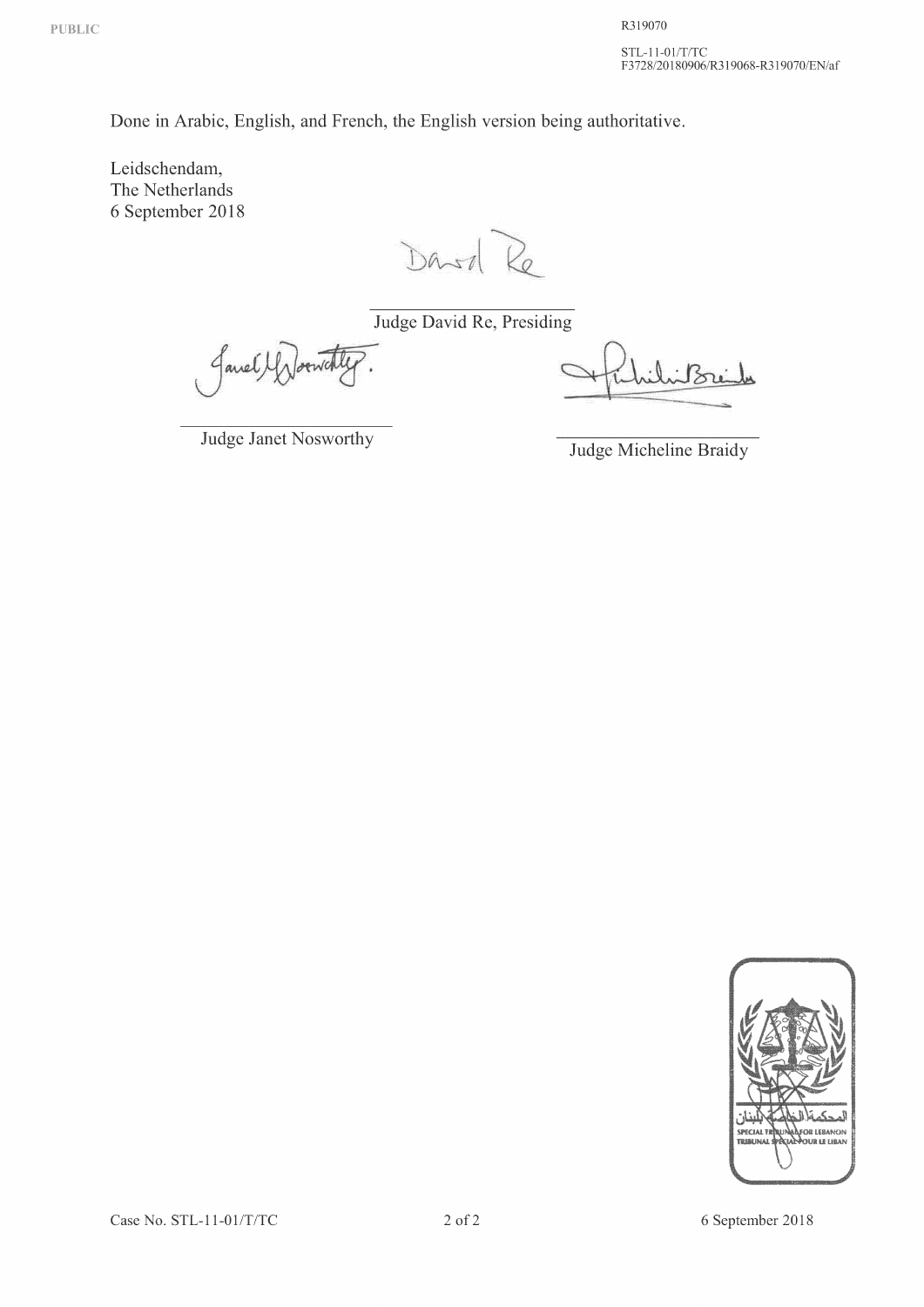Done in Arabic, English, and French, the English version being authoritative.

Leidschendam,
The Netherlands
6 September 2018

Judge David Re, Presiding

Judge Janet Nosworthy

Judge Micheline Braidy